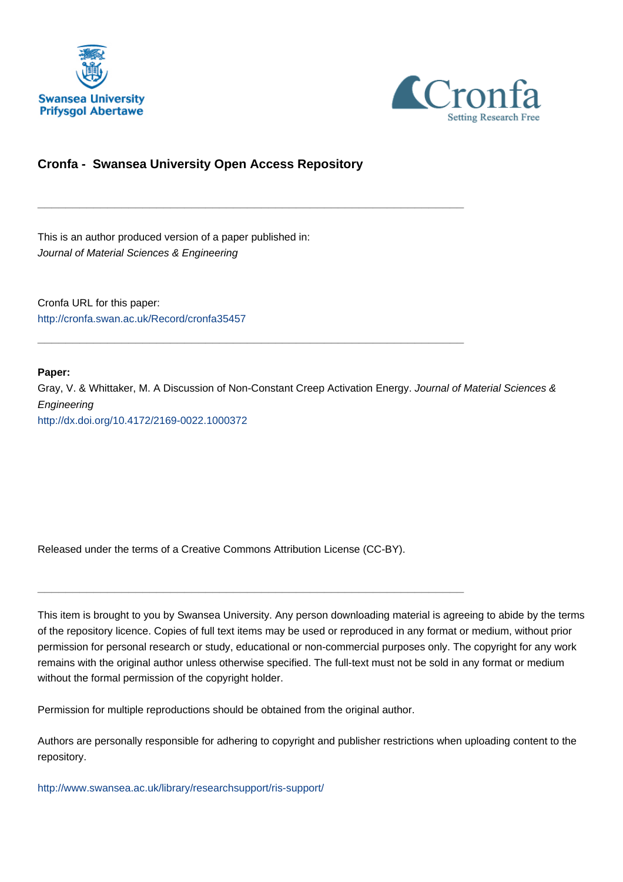Swansea University
Prifysgol Abertawe

Cronfa
Setting Research Free

## Cronfa - Swansea University Open Access Repository

---

This is an author produced version of a paper published in:
*Journal of Material Sciences & Engineering*

Cronfa URL for this paper:
http://cronfa.swan.ac.uk/Record/cronfa35457

---

**Paper:**
Gray, V. & Whittaker, M. A Discussion of Non-Constant Creep Activation Energy. *Journal of Material Sciences & Engineering*
http://dx.doi.org/10.4172/2169-0022.1000372

Released under the terms of a Creative Commons Attribution License (CC-BY).

---

This item is brought to you by Swansea University. Any person downloading material is agreeing to abide by the terms of the repository licence. Copies of full text items may be used or reproduced in any format or medium, without prior permission for personal research or study, educational or non-commercial purposes only. The copyright for any work remains with the original author unless otherwise specified. The full-text must not be sold in any format or medium without the formal permission of the copyright holder.

Permission for multiple reproductions should be obtained from the original author.

Authors are personally responsible for adhering to copyright and publisher restrictions when uploading content to the repository.

http://www.swansea.ac.uk/library/researchsupport/ris-support/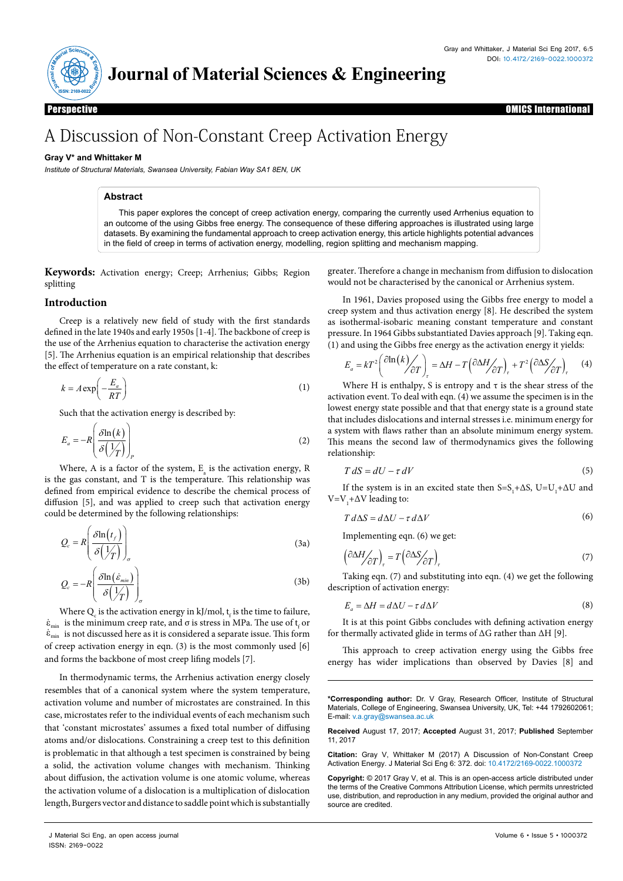# A Discussion of Non-Constant Creep Activation Energy

**Gray V* and Whittaker M**

*Institute of Structural Materials, Swansea University, Fabian Way SA1 8EN, UK*

## Abstract

This paper explores the concept of creep activation energy, comparing the currently used Arrhenius equation to an outcome of the using Gibbs free energy. The consequence of these differing approaches is illustrated using large datasets. By examining the fundamental approach to creep activation energy, this article highlights potential advances in the field of creep in terms of activation energy, modelling, region splitting and mechanism mapping.

**Keywords:** Activation energy; Creep; Arrhenius; Gibbs; Region splitting

## Introduction

Creep is a relatively new field of study with the first standards defined in the late 1940s and early 1950s [1-4]. The backbone of creep is the use of the Arrhenius equation to characterise the activation energy [5]. The Arrhenius equation is an empirical relationship that describes the effect of temperature on a rate constant, k:

$$k = A\exp\left(-\frac{E_a}{RT}\right) \tag{1}$$

Such that the activation energy is described by:

$$E_a = -R\left(\frac{\delta \ln(k)}{\delta\left(\frac{1}{T}\right)}\right)_P \tag{2}$$

Where, A is a factor of the system, $E_a$ is the activation energy, R is the gas constant, and T is the temperature. This relationship was defined from empirical evidence to describe the chemical process of diffusion [5], and was applied to creep such that activation energy could be determined by the following relationships:

$$Q_c = R\left(\frac{\delta \ln(t_f)}{\delta\left(\frac{1}{T}\right)}\right)_\sigma \tag{3a}$$

$$Q_c = -R\left(\frac{\delta \ln(\dot{\varepsilon}_{min})}{\delta\left(\frac{1}{T}\right)}\right)_\sigma \tag{3b}$$

Where $Q_c$ is the activation energy in kJ/mol, $t_f$ is the time to failure, $\dot{\varepsilon}_{min}$ is the minimum creep rate, and σ is stress in MPa. The use of $t_f$ or $\dot{\varepsilon}_{min}$ is not discussed here as it is considered a separate issue. This form of creep activation energy in eqn. (3) is the most commonly used [6] and forms the backbone of most creep lifing models [7].

In thermodynamic terms, the Arrhenius activation energy closely resembles that of a canonical system where the system temperature, activation volume and number of microstates are constrained. In this case, microstates refer to the individual events of each mechanism such that 'constant microstates' assumes a fixed total number of diffusing atoms and/or dislocations. Constraining a creep test to this definition is problematic in that although a test specimen is constrained by being a solid, the activation volume changes with mechanism. Thinking about diffusion, the activation volume is one atomic volume, whereas the activation volume of a dislocation is a multiplication of dislocation length, Burgers vector and distance to saddle point which is substantially greater. Therefore a change in mechanism from diffusion to dislocation would not be characterised by the canonical or Arrhenius system.

In 1961, Davies proposed using the Gibbs free energy to model a creep system and thus activation energy [8]. He described the system as isothermal-isobaric meaning constant temperature and constant pressure. In 1964 Gibbs substantiated Davies approach [9]. Taking eqn. (1) and using the Gibbs free energy as the activation energy it yields:

$$E_a = kT^2\left(\frac{\partial \ln(k)}{\partial T}\right)_\tau = \Delta H - T\left(\frac{\partial \Delta H}{\partial T}\right)_\tau + T^2\left(\frac{\partial \Delta S}{\partial T}\right)_\tau \tag{4}$$

Where H is enthalpy, S is entropy and τ is the shear stress of the activation event. To deal with eqn. (4) we assume the specimen is in the lowest energy state possible and that that energy state is a ground state that includes dislocations and internal stresses i.e. minimum energy for a system with flaws rather than an absolute minimum energy system. This means the second law of thermodynamics gives the following relationship:

$$T\,dS = dU - \tau\,dV \tag{5}$$

If the system is in an excited state then $S=S_1+\Delta S$, $U=U_1+\Delta U$ and $V=V_1+\Delta V$ leading to:

$$T\,d\Delta S = d\Delta U - \tau\,d\Delta V \tag{6}$$

Implementing eqn. (6) we get:

$$\left(\frac{\partial \Delta H}{\partial T}\right)_\tau = T\left(\frac{\partial \Delta S}{\partial T}\right)_\tau \tag{7}$$

Taking eqn. (7) and substituting into eqn. (4) we get the following description of activation energy:

$$E_a = \Delta H = d\Delta U - \tau\,d\Delta V \tag{8}$$

It is at this point Gibbs concludes with defining activation energy for thermally activated glide in terms of ΔG rather than ΔH [9].

This approach to creep activation energy using the Gibbs free energy has wider implications than observed by Davies [8] and

**\*Corresponding author:** Dr. V Gray, Research Officer, Institute of Structural Materials, College of Engineering, Swansea University, UK, Tel: +44 1792602061; E-mail: v.a.gray@swansea.ac.uk

**Received** August 17, 2017; **Accepted** August 31, 2017; **Published** September 11, 2017

**Citation:** Gray V, Whittaker M (2017) A Discussion of Non-Constant Creep Activation Energy. J Material Sci Eng 6: 372. doi: 10.4172/2169-0022.1000372

**Copyright:** © 2017 Gray V, et al. This is an open-access article distributed under the terms of the Creative Commons Attribution License, which permits unrestricted use, distribution, and reproduction in any medium, provided the original author and source are credited.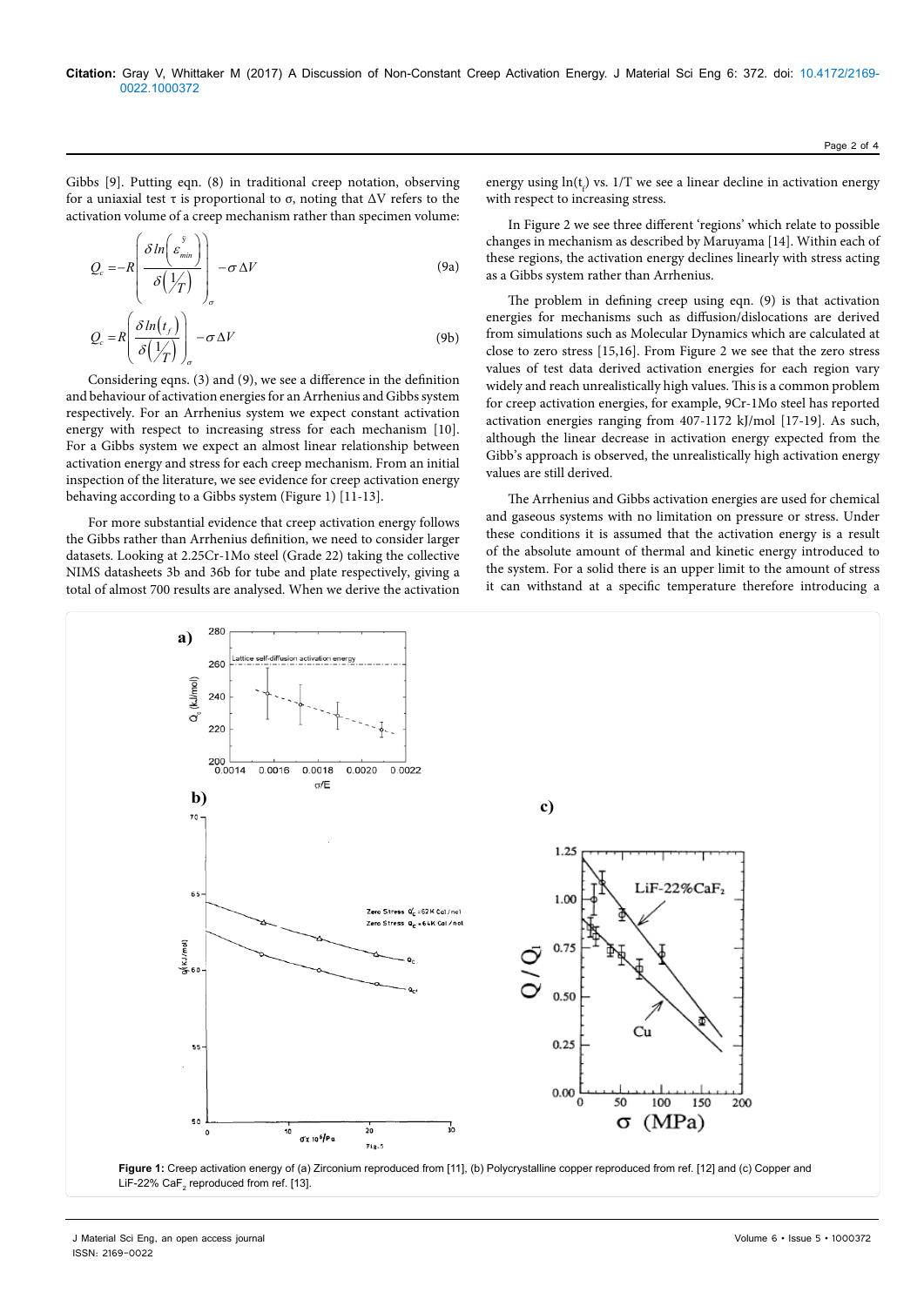Gibbs [9]. Putting eqn. (8) in traditional creep notation, observing for a uniaxial test τ is proportional to σ, noting that ΔV refers to the activation volume of a creep mechanism rather than specimen volume:

$$Q_c = -R\left(\frac{\delta \ln\left(\dot{\varepsilon}_{min}\right)}{\delta\left(\frac{1}{T}\right)}\right)_{\sigma} - \sigma \Delta V \tag{9a}$$

$$Q_c = R\left(\frac{\delta \ln\left(t_f\right)}{\delta\left(\frac{1}{T}\right)}\right)_{\sigma} - \sigma \Delta V \tag{9b}$$

Considering eqns. (3) and (9), we see a difference in the definition and behaviour of activation energies for an Arrhenius and Gibbs system respectively. For an Arrhenius system we expect constant activation energy with respect to increasing stress for each mechanism [10]. For a Gibbs system we expect an almost linear relationship between activation energy and stress for each creep mechanism. From an initial inspection of the literature, we see evidence for creep activation energy behaving according to a Gibbs system (Figure 1) [11-13].

For more substantial evidence that creep activation energy follows the Gibbs rather than Arrhenius definition, we need to consider larger datasets. Looking at 2.25Cr-1Mo steel (Grade 22) taking the collective NIMS datasheets 3b and 36b for tube and plate respectively, giving a total of almost 700 results are analysed. When we derive the activation energy using $\ln(t_f)$ vs. $1/T$ we see a linear decline in activation energy with respect to increasing stress.

In Figure 2 we see three different 'regions' which relate to possible changes in mechanism as described by Maruyama [14]. Within each of these regions, the activation energy declines linearly with stress acting as a Gibbs system rather than Arrhenius.

The problem in defining creep using eqn. (9) is that activation energies for mechanisms such as diffusion/dislocations are derived from simulations such as Molecular Dynamics which are calculated at close to zero stress [15,16]. From Figure 2 we see that the zero stress values of test data derived activation energies for each region vary widely and reach unrealistically high values. This is a common problem for creep activation energies, for example, 9Cr-1Mo steel has reported activation energies ranging from 407-1172 kJ/mol [17-19]. As such, although the linear decrease in activation energy expected from the Gibb's approach is observed, the unrealistically high activation energy values are still derived.

The Arrhenius and Gibbs activation energies are used for chemical and gaseous systems with no limitation on pressure or stress. Under these conditions it is assumed that the activation energy is a result of the absolute amount of thermal and kinetic energy introduced to the system. For a solid there is an upper limit to the amount of stress it can withstand at a specific temperature therefore introducing a

**Figure 1:** Creep activation energy of (a) Zirconium reproduced from [11], (b) Polycrystalline copper reproduced from ref. [12] and (c) Copper and LiF-22% $CaF_2$ reproduced from ref. [13].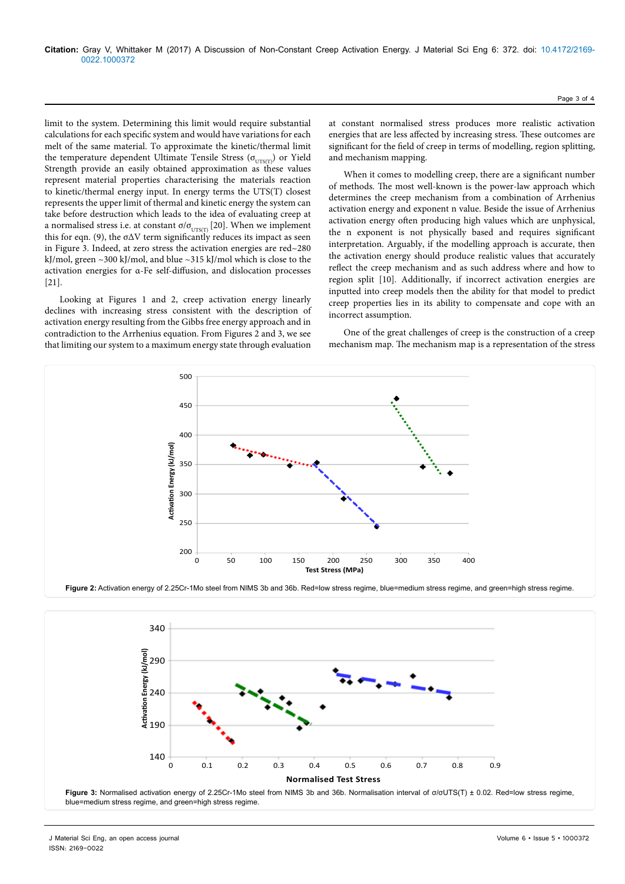limit to the system. Determining this limit would require substantial calculations for each specific system and would have variations for each melt of the same material. To approximate the kinetic/thermal limit the temperature dependent Ultimate Tensile Stress ($\sigma_{UTS(T)}$) or Yield Strength provide an easily obtained approximation as these values represent material properties characterising the materials reaction to kinetic/thermal energy input. In energy terms the UTS(T) closest represents the upper limit of thermal and kinetic energy the system can take before destruction which leads to the idea of evaluating creep at a normalised stress i.e. at constant $\sigma/\sigma_{UTS(T)}$ [20]. When we implement this for eqn. (9), the $\sigma\Delta V$ term significantly reduces its impact as seen in Figure 3. Indeed, at zero stress the activation energies are red~280 kJ/mol, green ~300 kJ/mol, and blue ~315 kJ/mol which is close to the activation energies for α-Fe self-diffusion, and dislocation processes [21].

Looking at Figures 1 and 2, creep activation energy linearly declines with increasing stress consistent with the description of activation energy resulting from the Gibbs free energy approach and in contradiction to the Arrhenius equation. From Figures 2 and 3, we see that limiting our system to a maximum energy state through evaluation at constant normalised stress produces more realistic activation energies that are less affected by increasing stress. These outcomes are significant for the field of creep in terms of modelling, region splitting, and mechanism mapping.

When it comes to modelling creep, there are a significant number of methods. The most well-known is the power-law approach which determines the creep mechanism from a combination of Arrhenius activation energy and exponent n value. Beside the issue of Arrhenius activation energy often producing high values which are unphysical, the n exponent is not physically based and requires significant interpretation. Arguably, if the modelling approach is accurate, then the activation energy should produce realistic values that accurately reflect the creep mechanism and as such address where and how to region split [10]. Additionally, if incorrect activation energies are inputted into creep models then the ability for that model to predict creep properties lies in its ability to compensate and cope with an incorrect assumption.

One of the great challenges of creep is the construction of a creep mechanism map. The mechanism map is a representation of the stress

**Figure 2:** Activation energy of 2.25Cr-1Mo steel from NIMS 3b and 36b. Red=low stress regime, blue=medium stress regime, and green=high stress regime.

**Figure 3:** Normalised activation energy of 2.25Cr-1Mo steel from NIMS 3b and 36b. Normalisation interval of $\sigma/\sigma UTS(T) \pm 0.02$. Red=low stress regime, blue=medium stress regime, and green=high stress regime.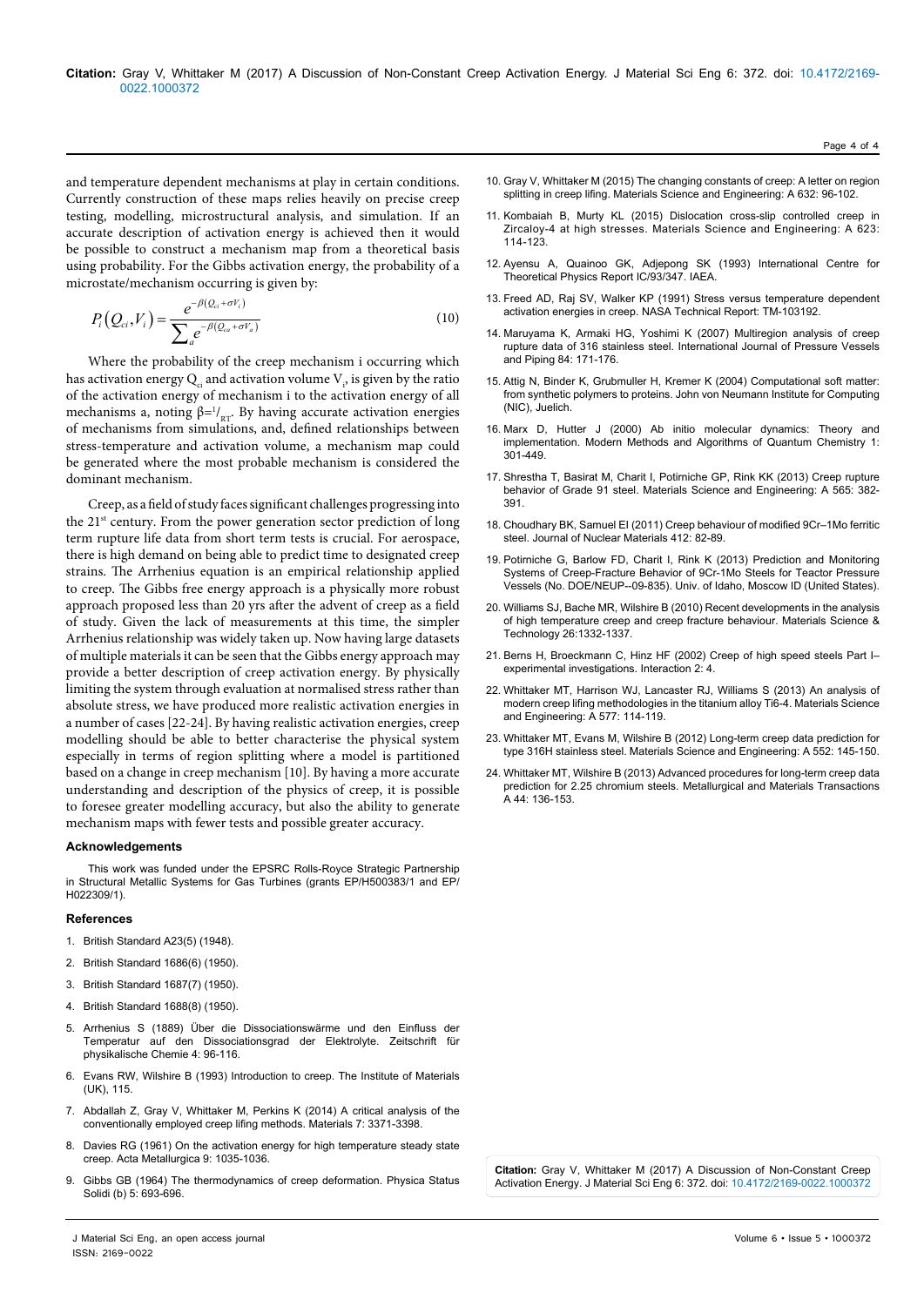and temperature dependent mechanisms at play in certain conditions. Currently construction of these maps relies heavily on precise creep testing, modelling, microstructural analysis, and simulation. If an accurate description of activation energy is achieved then it would be possible to construct a mechanism map from a theoretical basis using probability. For the Gibbs activation energy, the probability of a microstate/mechanism occurring is given by:

$$P_i\left(Q_{ci},V_i\right)=\frac{e^{-\beta\left(Q_{ci}+\sigma V_i\right)}}{\sum_a e^{-\beta\left(Q_{ca}+\sigma V_a\right)}} \tag{10}$$

Where the probability of the creep mechanism i occurring which has activation energy $Q_{ci}$ and activation volume $V_i$, is given by the ratio of the activation energy of mechanism i to the activation energy of all mechanisms a, noting $\beta={}^{1}/_{RT}$. By having accurate activation energies of mechanisms from simulations, and, defined relationships between stress-temperature and activation volume, a mechanism map could be generated where the most probable mechanism is considered the dominant mechanism.

Creep, as a field of study faces significant challenges progressing into the 21st century. From the power generation sector prediction of long term rupture life data from short term tests is crucial. For aerospace, there is high demand on being able to predict time to designated creep strains. The Arrhenius equation is an empirical relationship applied to creep. The Gibbs free energy approach is a physically more robust approach proposed less than 20 yrs after the advent of creep as a field of study. Given the lack of measurements at this time, the simpler Arrhenius relationship was widely taken up. Now having large datasets of multiple materials it can be seen that the Gibbs energy approach may provide a better description of creep activation energy. By physically limiting the system through evaluation at normalised stress rather than absolute stress, we have produced more realistic activation energies in a number of cases [22-24]. By having realistic activation energies, creep modelling should be able to better characterise the physical system especially in terms of region splitting where a model is partitioned based on a change in creep mechanism [10]. By having a more accurate understanding and description of the physics of creep, it is possible to foresee greater modelling accuracy, but also the ability to generate mechanism maps with fewer tests and possible greater accuracy.

### Acknowledgements

This work was funded under the EPSRC Rolls-Royce Strategic Partnership in Structural Metallic Systems for Gas Turbines (grants EP/H500383/1 and EP/H022309/1).

### References

1. British Standard A23(5) (1948).
2. British Standard 1686(6) (1950).
3. British Standard 1687(7) (1950).
4. British Standard 1688(8) (1950).
5. Arrhenius S (1889) Über die Dissociationswärme und den Einfluss der Temperatur auf den Dissociationsgrad der Elektrolyte. Zeitschrift für physikalische Chemie 4: 96-116.
6. Evans RW, Wilshire B (1993) Introduction to creep. The Institute of Materials (UK), 115.
7. Abdallah Z, Gray V, Whittaker M, Perkins K (2014) A critical analysis of the conventionally employed creep lifing methods. Materials 7: 3371-3398.
8. Davies RG (1961) On the activation energy for high temperature steady state creep. Acta Metallurgica 9: 1035-1036.
9. Gibbs GB (1964) The thermodynamics of creep deformation. Physica Status Solidi (b) 5: 693-696.
10. Gray V, Whittaker M (2015) The changing constants of creep: A letter on region splitting in creep lifing. Materials Science and Engineering: A 632: 96-102.
11. Kombaiah B, Murty KL (2015) Dislocation cross-slip controlled creep in Zircaloy-4 at high stresses. Materials Science and Engineering: A 623: 114-123.
12. Ayensu A, Quainoo GK, Adjepong SK (1993) International Centre for Theoretical Physics Report IC/93/347. IAEA.
13. Freed AD, Raj SV, Walker KP (1991) Stress versus temperature dependent activation energies in creep. NASA Technical Report: TM-103192.
14. Maruyama K, Armaki HG, Yoshimi K (2007) Multiregion analysis of creep rupture data of 316 stainless steel. International Journal of Pressure Vessels and Piping 84: 171-176.
15. Attig N, Binder K, Grubmuller H, Kremer K (2004) Computational soft matter: from synthetic polymers to proteins. John von Neumann Institute for Computing (NIC), Juelich.
16. Marx D, Hutter J (2000) Ab initio molecular dynamics: Theory and implementation. Modern Methods and Algorithms of Quantum Chemistry 1: 301-449.
17. Shrestha T, Basirat M, Charit I, Potirniche GP, Rink KK (2013) Creep rupture behavior of Grade 91 steel. Materials Science and Engineering: A 565: 382-391.
18. Choudhary BK, Samuel EI (2011) Creep behaviour of modified 9Cr–1Mo ferritic steel. Journal of Nuclear Materials 412: 82-89.
19. Potirniche G, Barlow FD, Charit I, Rink K (2013) Prediction and Monitoring Systems of Creep-Fracture Behavior of 9Cr-1Mo Steels for Teactor Pressure Vessels (No. DOE/NEUP--09-835). Univ. of Idaho, Moscow ID (United States).
20. Williams SJ, Bache MR, Wilshire B (2010) Recent developments in the analysis of high temperature creep and creep fracture behaviour. Materials Science & Technology 26:1332-1337.
21. Berns H, Broeckmann C, Hinz HF (2002) Creep of high speed steels Part I– experimental investigations. Interaction 2: 4.
22. Whittaker MT, Harrison WJ, Lancaster RJ, Williams S (2013) An analysis of modern creep lifing methodologies in the titanium alloy Ti6-4. Materials Science and Engineering: A 577: 114-119.
23. Whittaker MT, Evans M, Wilshire B (2012) Long-term creep data prediction for type 316H stainless steel. Materials Science and Engineering: A 552: 145-150.
24. Whittaker MT, Wilshire B (2013) Advanced procedures for long-term creep data prediction for 2.25 chromium steels. Metallurgical and Materials Transactions A 44: 136-153.